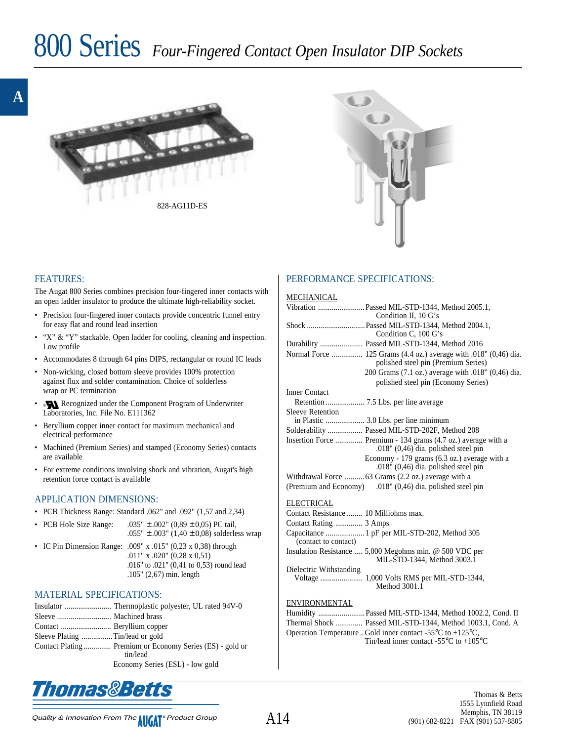# 800 Series *Four-Fingered Contact Open Insulator DIP Sockets*

828-AG11D-ES

## FEATURES:

The Augat 800 Series combines precision four-fingered inner contacts with an open ladder insulator to produce the ultimate high-reliability socket.

- Precision four-fingered inner contacts provide concentric funnel entry for easy flat and round lead insertion
- "X" & "Y" stackable. Open ladder for cooling, cleaning and inspection. Low profile
- Accommodates 8 through 64 pins DIPS, rectangular or round IC leads
- Non-wicking, closed bottom sleeve provides 100% protection against flux and solder contamination. Choice of solderless wrap or PC termination
- UL Recognized under the Component Program of Underwriter Laboratories, Inc. File No. E111362
- Beryllium copper inner contact for maximum mechanical and electrical performance
- Machined (Premium Series) and stamped (Economy Series) contacts are available
- For extreme conditions involving shock and vibration, Augat's high retention force contact is available

## APPLICATION DIMENSIONS:

- PCB Thickness Range: Standard .062" and .092" (1,57 and 2,34)
- PCB Hole Size Range: .035" ± .002" (0,89 ± 0,05) PC tail, .055" ± .003" (1,40 ± 0,08) solderless wrap
- IC Pin Dimension Range: .009" x .015" (0,23 x 0,38) through .011" x .020" (0,28 x 0,51) .016" to .021" (0,41 to 0,53) round lead .105" (2,67) min. length

## MATERIAL SPECIFICATIONS:

| | |
|---|---|
| Insulator | Thermoplastic polyester, UL rated 94V-0 |
| Sleeve | Machined brass |
| Contact | Beryllium copper |
| Sleeve Plating | Tin/lead or gold |
| Contact Plating | Premium or Economy Series (ES) - gold or tin/lead<br>Economy Series (ESL) - low gold |

## PERFORMANCE SPECIFICATIONS:

### MECHANICAL

| | |
|---|---|
| Vibration | Passed MIL-STD-1344, Method 2005.1, Condition II, 10 G's |
| Shock | Passed MIL-STD-1344, Method 2004.1, Condition C, 100 G's |
| Durability | Passed MIL-STD-1344, Method 2016 |
| Normal Force | 125 Grams (4.4 oz.) average with .018" (0,46) dia. polished steel pin (Premium Series)<br>200 Grams (7.1 oz.) average with .018" (0,46) dia. polished steel pin (Economy Series) |
| Inner Contact Retention | 7.5 Lbs. per line average |
| Sleeve Retention in Plastic | 3.0 Lbs. per line minimum |
| Solderability | Passed MIL-STD-202F, Method 208 |
| Insertion Force | Premium - 134 grams (4.7 oz.) average with a .018" (0,46) dia. polished steel pin<br>Economy - 179 grams (6.3 oz.) average with a .018" (0,46) dia. polished steel pin |
| Withdrawal Force (Premium and Economy) | 63 Grams (2.2 oz.) average with a .018" (0,46) dia. polished steel pin |

### ELECTRICAL

| | |
|---|---|
| Contact Resistance | 10 Milliohms max. |
| Contact Rating | 3 Amps |
| Capacitance (contact to contact) | 1 pF per MIL-STD-202, Method 305 |
| Insulation Resistance | 5,000 Megohms min. @ 500 VDC per MIL-STD-1344, Method 3003.1 |
| Dielectric Withstanding Voltage | 1,000 Volts RMS per MIL-STD-1344, Method 3001.1 |

### ENVIRONMENTAL

| | |
|---|---|
| Humidity | Passed MIL-STD-1344, Method 1002.2, Cond. II |
| Thermal Shock | Passed MIL-STD-1344, Method 1003.1, Cond. A |
| Operation Temperature | Gold inner contact -55°C to +125°C,<br>Tin/lead inner contact -55°C to +105°C |

Thomas&Betts

*Quality & Innovation From The AUGAT® Product Group*

Thomas & Betts
1555 Lynnfield Road
Memphis, TN 38119
(901) 682-8221 FAX (901) 537-8805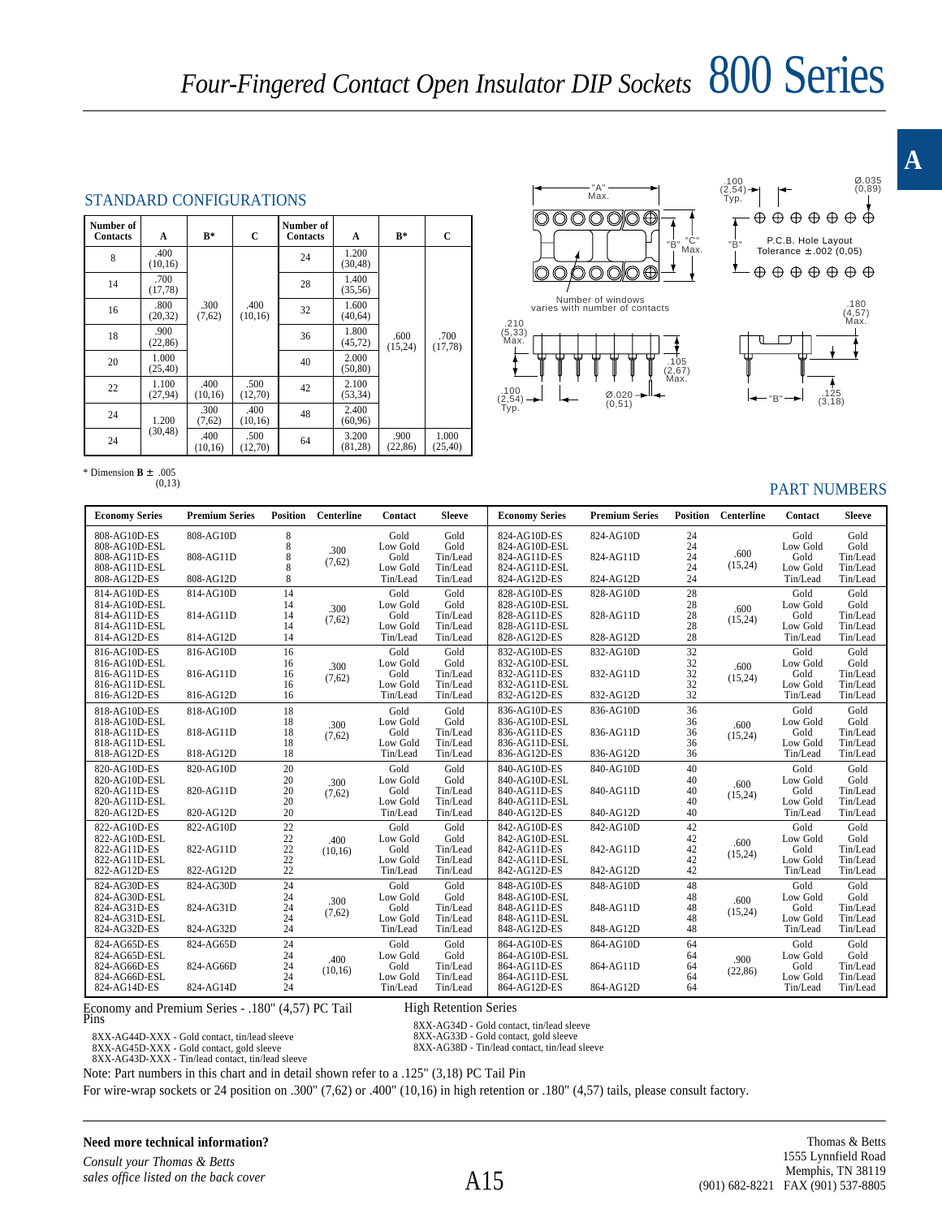# Four-Fingered Contact Open Insulator DIP Sockets 800 Series

A

## STANDARD CONFIGURATIONS

| Number of Contacts | A | B* | C | Number of Contacts | A | B* | C |
|---|---|---|---|---|---|---|---|
| 8 | .400 (10,16) | .300 (7,62) | .400 (10,16) | 24 | 1.200 (30,48) | .600 (15,24) | .700 (17,78) |
| 14 | .700 (17,78) | | | 28 | 1.400 (35,56) | | |
| 16 | .800 (20,32) | | | 32 | 1.600 (40,64) | | |
| 18 | .900 (22,86) | | | 36 | 1.800 (45,72) | | |
| 20 | 1.000 (25,40) | | | 40 | 2.000 (50,80) | | |
| 22 | 1.100 (27,94) | .400 (10,16) | .500 (12,70) | 42 | 2.100 (53,34) | | |
| 24 | 1.200 (30,48) | .300 (7,62) | .400 (10,16) | 48 | 2.400 (60,96) | | |
| 24 | | .400 (10,16) | .500 (12,70) | 64 | 3.200 (81,28) | .900 (22,86) | 1.000 (25,40) |

* Dimension **B** ± .005 (0,13)

"A" Max.
"B"
"C" Max.
Number of windows varies with number of contacts
.210 (5,33) Max.
.100 (2,54) Typ.
Ø.020 (0,51)
.105 (2,67) Max.
.100 (2,54) Typ.
Ø.035 (0,89)
"B"
P.C.B. Hole Layout
Tolerance ±.002 (0,05)
.180 (4,57) Max.
"B"
.125 (3,18)

## PART NUMBERS

| Economy Series | Premium Series | Position | Centerline | Contact | Sleeve | Economy Series | Premium Series | Position | Centerline | Contact | Sleeve |
|---|---|---|---|---|---|---|---|---|---|---|---|
| 808-AG10D-ES | 808-AG10D | 8 | .300 (7,62) | Gold | Gold | 824-AG10D-ES | 824-AG10D | 24 | .600 (15,24) | Gold | Gold |
| 808-AG10D-ESL | | 8 | | Low Gold | Gold | 824-AG10D-ESL | | 24 | | Low Gold | Gold |
| 808-AG11D-ES | 808-AG11D | 8 | | Gold | Tin/Lead | 824-AG11D-ES | 824-AG11D | 24 | | Gold | Tin/Lead |
| 808-AG11D-ESL | | 8 | | Low Gold | Tin/Lead | 824-AG11D-ESL | | 24 | | Low Gold | Tin/Lead |
| 808-AG12D-ES | 808-AG12D | 8 | | Tin/Lead | Tin/Lead | 824-AG12D-ES | 824-AG12D | 24 | | Tin/Lead | Tin/Lead |
| 814-AG10D-ES | 814-AG10D | 14 | .300 (7,62) | Gold | Gold | 828-AG10D-ES | 828-AG10D | 28 | .600 (15,24) | Gold | Gold |
| 814-AG10D-ESL | | 14 | | Low Gold | Gold | 828-AG10D-ESL | | 28 | | Low Gold | Gold |
| 814-AG11D-ES | 814-AG11D | 14 | | Gold | Tin/Lead | 828-AG11D-ES | 828-AG11D | 28 | | Gold | Tin/Lead |
| 814-AG11D-ESL | | 14 | | Low Gold | Tin/Lead | 828-AG11D-ESL | | 28 | | Low Gold | Tin/Lead |
| 814-AG12D-ES | 814-AG12D | 14 | | Tin/Lead | Tin/Lead | 828-AG12D-ES | 828-AG12D | 28 | | Tin/Lead | Tin/Lead |
| 816-AG10D-ES | 816-AG10D | 16 | .300 (7,62) | Gold | Gold | 832-AG10D-ES | 832-AG10D | 32 | .600 (15,24) | Gold | Gold |
| 816-AG10D-ESL | | 16 | | Low Gold | Gold | 832-AG10D-ESL | | 32 | | Low Gold | Gold |
| 816-AG11D-ES | 816-AG11D | 16 | | Gold | Tin/Lead | 832-AG11D-ES | 832-AG11D | 32 | | Gold | Tin/Lead |
| 816-AG11D-ESL | | 16 | | Low Gold | Tin/Lead | 832-AG11D-ESL | | 32 | | Low Gold | Tin/Lead |
| 816-AG12D-ES | 816-AG12D | 16 | | Tin/Lead | Tin/Lead | 832-AG12D-ES | 832-AG12D | 32 | | Tin/Lead | Tin/Lead |
| 818-AG10D-ES | 818-AG10D | 18 | .300 (7,62) | Gold | Gold | 836-AG10D-ES | 836-AG10D | 36 | .600 (15,24) | Gold | Gold |
| 818-AG10D-ESL | | 18 | | Low Gold | Gold | 836-AG10D-ESL | | 36 | | Low Gold | Gold |
| 818-AG11D-ES | 818-AG11D | 18 | | Gold | Tin/Lead | 836-AG11D-ES | 836-AG11D | 36 | | Gold | Tin/Lead |
| 818-AG11D-ESL | | 18 | | Low Gold | Tin/Lead | 836-AG11D-ESL | | 36 | | Low Gold | Tin/Lead |
| 818-AG12D-ES | 818-AG12D | 18 | | Tin/Lead | Tin/Lead | 836-AG12D-ES | 836-AG12D | 36 | | Tin/Lead | Tin/Lead |
| 820-AG10D-ES | 820-AG10D | 20 | .300 (7,62) | Gold | Gold | 840-AG10D-ES | 840-AG10D | 40 | .600 (15,24) | Gold | Gold |
| 820-AG10D-ESL | | 20 | | Low Gold | Gold | 840-AG10D-ESL | | 40 | | Low Gold | Gold |
| 820-AG11D-ES | 820-AG11D | 20 | | Gold | Tin/Lead | 840-AG11D-ES | 840-AG11D | 40 | | Gold | Tin/Lead |
| 820-AG11D-ESL | | 20 | | Low Gold | Tin/Lead | 840-AG11D-ESL | | 40 | | Low Gold | Tin/Lead |
| 820-AG12D-ES | 820-AG12D | 20 | | Tin/Lead | Tin/Lead | 840-AG12D-ES | 840-AG12D | 40 | | Tin/Lead | Tin/Lead |
| 822-AG10D-ES | 822-AG10D | 22 | .400 (10,16) | Gold | Gold | 842-AG10D-ES | 842-AG10D | 42 | .600 (15,24) | Gold | Gold |
| 822-AG10D-ESL | | 22 | | Low Gold | Gold | 842-AG10D-ESL | | 42 | | Low Gold | Gold |
| 822-AG11D-ES | 822-AG11D | 22 | | Gold | Tin/Lead | 842-AG11D-ES | 842-AG11D | 42 | | Gold | Tin/Lead |
| 822-AG11D-ESL | | 22 | | Low Gold | Tin/Lead | 842-AG11D-ESL | | 42 | | Low Gold | Tin/Lead |
| 822-AG12D-ES | 822-AG12D | 22 | | Tin/Lead | Tin/Lead | 842-AG12D-ES | 842-AG12D | 42 | | Tin/Lead | Tin/Lead |
| 824-AG30D-ES | 824-AG30D | 24 | .300 (7,62) | Gold | Gold | 848-AG10D-ES | 848-AG10D | 48 | .600 (15,24) | Gold | Gold |
| 824-AG30D-ESL | | 24 | | Low Gold | Gold | 848-AG10D-ESL | | 48 | | Low Gold | Gold |
| 824-AG31D-ES | 824-AG31D | 24 | | Gold | Tin/Lead | 848-AG11D-ES | 848-AG11D | 48 | | Gold | Tin/Lead |
| 824-AG31D-ESL | | 24 | | Low Gold | Tin/Lead | 848-AG11D-ESL | | 48 | | Low Gold | Tin/Lead |
| 824-AG32D-ES | 824-AG32D | 24 | | Tin/Lead | Tin/Lead | 848-AG12D-ES | 848-AG12D | 48 | | Tin/Lead | Tin/Lead |
| 824-AG65D-ES | 824-AG65D | 24 | .400 (10,16) | Gold | Gold | 864-AG10D-ES | 864-AG10D | 64 | .900 (22,86) | Gold | Gold |
| 824-AG65D-ESL | | 24 | | Low Gold | Gold | 864-AG10D-ESL | | 64 | | Low Gold | Gold |
| 824-AG66D-ES | 824-AG66D | 24 | | Gold | Tin/Lead | 864-AG11D-ES | 864-AG11D | 64 | | Gold | Tin/Lead |
| 824-AG66D-ESL | | 24 | | Low Gold | Tin/Lead | 864-AG11D-ESL | | 64 | | Low Gold | Tin/Lead |
| 824-AG14D-ES | 824-AG14D | 24 | | Tin/Lead | Tin/Lead | 864-AG12D-ES | 864-AG12D | 64 | | Tin/Lead | Tin/Lead |

Economy and Premium Series - .180" (4,57) PC Tail Pins

8XX-AG44D-XXX - Gold contact, tin/lead sleeve
8XX-AG45D-XXX - Gold contact, gold sleeve
8XX-AG43D-XXX - Tin/lead contact, tin/lead sleeve

High Retention Series

8XX-AG34D - Gold contact, tin/lead sleeve
8XX-AG33D - Gold contact, gold sleeve
8XX-AG38D - Tin/lead contact, tin/lead sleeve

Note: Part numbers in this chart and in detail shown refer to a .125" (3,18) PC Tail Pin

For wire-wrap sockets or 24 position on .300" (7,62) or .400" (10,16) in high retention or .180" (4,57) tails, please consult factory.

**Need more technical information?**

*Consult your Thomas & Betts sales office listed on the back cover*

Thomas & Betts
1555 Lynnfield Road
Memphis, TN 38119
(901) 682-8221 FAX (901) 537-8805